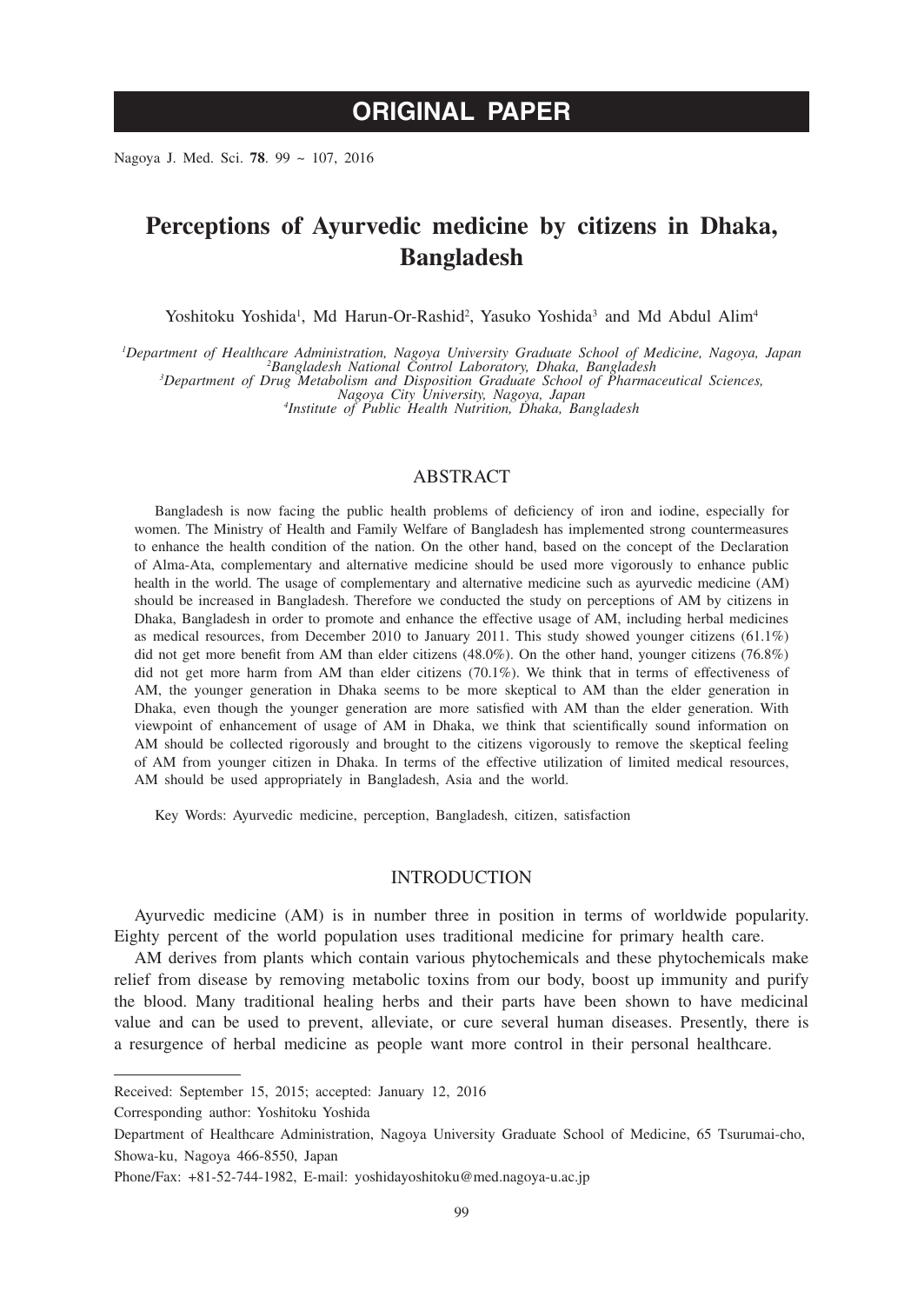# ORIGINAL PAPER

# Perceptions of Ayurvedic medicine by citizens in Dhaka, Bangladesh

Yoshitoku Yoshida[1], Md Harun-Or-Rashid[2], Yasuko Yoshida[3] and Md Abdul Alim[4]

[1]*Department of Healthcare Administration, Nagoya University Graduate School of Medicine, Nagoya, Japan*
[2]*Bangladesh National Control Laboratory, Dhaka, Bangladesh*
[3]*Department of Drug Metabolism and Disposition Graduate School of Pharmaceutical Sciences, Nagoya City University, Nagoya, Japan*
[4]*Institute of Public Health Nutrition, Dhaka, Bangladesh*

## ABSTRACT

Bangladesh is now facing the public health problems of deficiency of iron and iodine, especially for women. The Ministry of Health and Family Welfare of Bangladesh has implemented strong countermeasures to enhance the health condition of the nation. On the other hand, based on the concept of the Declaration of Alma-Ata, complementary and alternative medicine should be used more vigorously to enhance public health in the world. The usage of complementary and alternative medicine such as ayurvedic medicine (AM) should be increased in Bangladesh. Therefore we conducted the study on perceptions of AM by citizens in Dhaka, Bangladesh in order to promote and enhance the effective usage of AM, including herbal medicines as medical resources, from December 2010 to January 2011. This study showed younger citizens (61.1%) did not get more benefit from AM than elder citizens (48.0%). On the other hand, younger citizens (76.8%) did not get more harm from AM than elder citizens (70.1%). We think that in terms of effectiveness of AM, the younger generation in Dhaka seems to be more skeptical to AM than the elder generation in Dhaka, even though the younger generation are more satisfied with AM than the elder generation. With viewpoint of enhancement of usage of AM in Dhaka, we think that scientifically sound information on AM should be collected rigorously and brought to the citizens vigorously to remove the skeptical feeling of AM from younger citizen in Dhaka. In terms of the effective utilization of limited medical resources, AM should be used appropriately in Bangladesh, Asia and the world.

Key Words: Ayurvedic medicine, perception, Bangladesh, citizen, satisfaction

## INTRODUCTION

Ayurvedic medicine (AM) is in number three in position in terms of worldwide popularity. Eighty percent of the world population uses traditional medicine for primary health care.

AM derives from plants which contain various phytochemicals and these phytochemicals make relief from disease by removing metabolic toxins from our body, boost up immunity and purify the blood. Many traditional healing herbs and their parts have been shown to have medicinal value and can be used to prevent, alleviate, or cure several human diseases. Presently, there is a resurgence of herbal medicine as people want more control in their personal healthcare.

---

Received: September 15, 2015; accepted: January 12, 2016

Corresponding author: Yoshitoku Yoshida

Department of Healthcare Administration, Nagoya University Graduate School of Medicine, 65 Tsurumai-cho, Showa-ku, Nagoya 466-8550, Japan

Phone/Fax: +81-52-744-1982, E-mail: yoshidayoshitoku@med.nagoya-u.ac.jp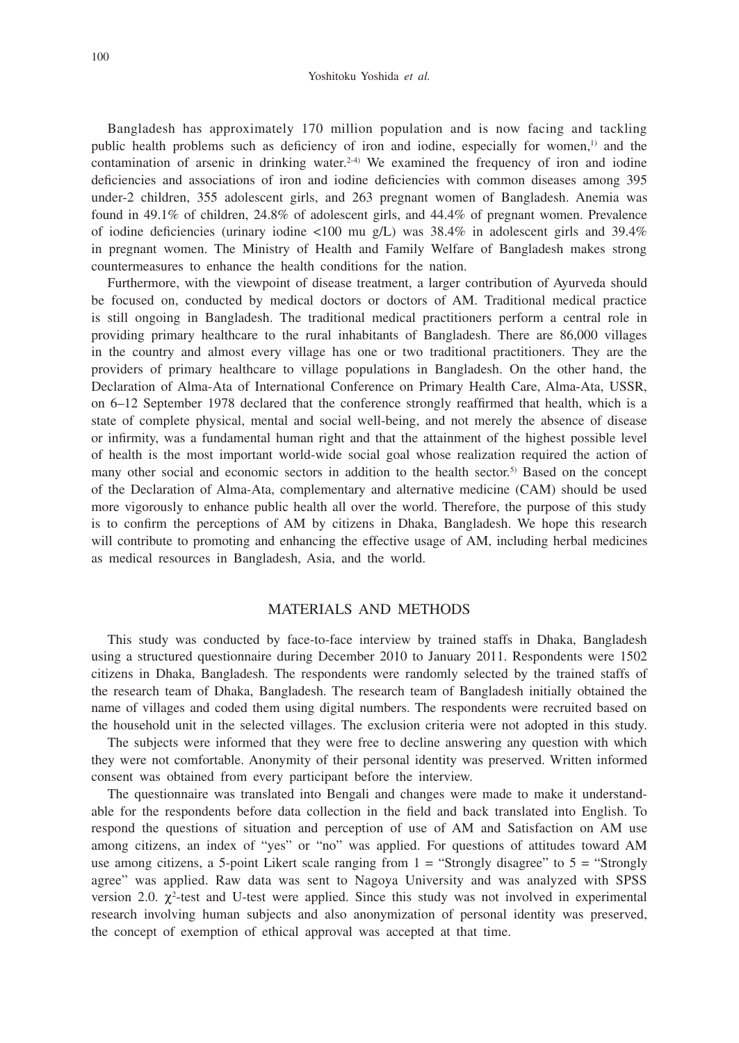Bangladesh has approximately 170 million population and is now facing and tackling public health problems such as deficiency of iron and iodine, especially for women,[1] and the contamination of arsenic in drinking water.[2-4] We examined the frequency of iron and iodine deficiencies and associations of iron and iodine deficiencies with common diseases among 395 under-2 children, 355 adolescent girls, and 263 pregnant women of Bangladesh. Anemia was found in 49.1% of children, 24.8% of adolescent girls, and 44.4% of pregnant women. Prevalence of iodine deficiencies (urinary iodine <100 mu g/L) was 38.4% in adolescent girls and 39.4% in pregnant women. The Ministry of Health and Family Welfare of Bangladesh makes strong countermeasures to enhance the health conditions for the nation.

Furthermore, with the viewpoint of disease treatment, a larger contribution of Ayurveda should be focused on, conducted by medical doctors or doctors of AM. Traditional medical practice is still ongoing in Bangladesh. The traditional medical practitioners perform a central role in providing primary healthcare to the rural inhabitants of Bangladesh. There are 86,000 villages in the country and almost every village has one or two traditional practitioners. They are the providers of primary healthcare to village populations in Bangladesh. On the other hand, the Declaration of Alma-Ata of International Conference on Primary Health Care, Alma-Ata, USSR, on 6–12 September 1978 declared that the conference strongly reaffirmed that health, which is a state of complete physical, mental and social well-being, and not merely the absence of disease or infirmity, was a fundamental human right and that the attainment of the highest possible level of health is the most important world-wide social goal whose realization required the action of many other social and economic sectors in addition to the health sector.[5] Based on the concept of the Declaration of Alma-Ata, complementary and alternative medicine (CAM) should be used more vigorously to enhance public health all over the world. Therefore, the purpose of this study is to confirm the perceptions of AM by citizens in Dhaka, Bangladesh. We hope this research will contribute to promoting and enhancing the effective usage of AM, including herbal medicines as medical resources in Bangladesh, Asia, and the world.

## MATERIALS AND METHODS

This study was conducted by face-to-face interview by trained staffs in Dhaka, Bangladesh using a structured questionnaire during December 2010 to January 2011. Respondents were 1502 citizens in Dhaka, Bangladesh. The respondents were randomly selected by the trained staffs of the research team of Dhaka, Bangladesh. The research team of Bangladesh initially obtained the name of villages and coded them using digital numbers. The respondents were recruited based on the household unit in the selected villages. The exclusion criteria were not adopted in this study.

The subjects were informed that they were free to decline answering any question with which they were not comfortable. Anonymity of their personal identity was preserved. Written informed consent was obtained from every participant before the interview.

The questionnaire was translated into Bengali and changes were made to make it understandable for the respondents before data collection in the field and back translated into English. To respond the questions of situation and perception of use of AM and Satisfaction on AM use among citizens, an index of "yes" or "no" was applied. For questions of attitudes toward AM use among citizens, a 5-point Likert scale ranging from 1 = "Strongly disagree" to 5 = "Strongly agree" was applied. Raw data was sent to Nagoya University and was analyzed with SPSS version 2.0. $\chi^2$-test and U-test were applied. Since this study was not involved in experimental research involving human subjects and also anonymization of personal identity was preserved, the concept of exemption of ethical approval was accepted at that time.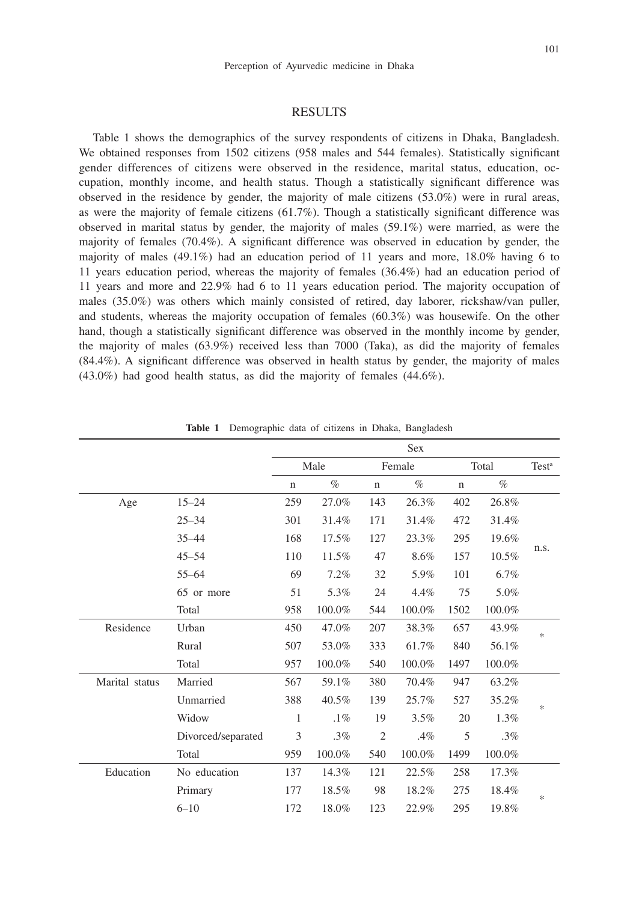## RESULTS

Table 1 shows the demographics of the survey respondents of citizens in Dhaka, Bangladesh. We obtained responses from 1502 citizens (958 males and 544 females). Statistically significant gender differences of citizens were observed in the residence, marital status, education, occupation, monthly income, and health status. Though a statistically significant difference was observed in the residence by gender, the majority of male citizens (53.0%) were in rural areas, as were the majority of female citizens (61.7%). Though a statistically significant difference was observed in marital status by gender, the majority of males (59.1%) were married, as were the majority of females (70.4%). A significant difference was observed in education by gender, the majority of males (49.1%) had an education period of 11 years and more, 18.0% having 6 to 11 years education period, whereas the majority of females (36.4%) had an education period of 11 years and more and 22.9% had 6 to 11 years education period. The majority occupation of males (35.0%) was others which mainly consisted of retired, day laborer, rickshaw/van puller, and students, whereas the majority occupation of females (60.3%) was housewife. On the other hand, though a statistically significant difference was observed in the monthly income by gender, the majority of males (63.9%) received less than 7000 (Taka), as did the majority of females (84.4%). A significant difference was observed in health status by gender, the majority of males (43.0%) had good health status, as did the majority of females (44.6%).

**Table 1** Demographic data of citizens in Dhaka, Bangladesh

| | | Sex | | | | | | |
|---|---|---|---|---|---|---|---|---|
| | | Male | | Female | | Total | | Test[a] |
| | | n | % | n | % | n | % | |
| Age | 15–24 | 259 | 27.0% | 143 | 26.3% | 402 | 26.8% | n.s. |
| | 25–34 | 301 | 31.4% | 171 | 31.4% | 472 | 31.4% | |
| | 35–44 | 168 | 17.5% | 127 | 23.3% | 295 | 19.6% | |
| | 45–54 | 110 | 11.5% | 47 | 8.6% | 157 | 10.5% | |
| | 55–64 | 69 | 7.2% | 32 | 5.9% | 101 | 6.7% | |
| | 65 or more | 51 | 5.3% | 24 | 4.4% | 75 | 5.0% | |
| | Total | 958 | 100.0% | 544 | 100.0% | 1502 | 100.0% | |
| Residence | Urban | 450 | 47.0% | 207 | 38.3% | 657 | 43.9% | * |
| | Rural | 507 | 53.0% | 333 | 61.7% | 840 | 56.1% | |
| | Total | 957 | 100.0% | 540 | 100.0% | 1497 | 100.0% | |
| Marital status | Married | 567 | 59.1% | 380 | 70.4% | 947 | 63.2% | * |
| | Unmarried | 388 | 40.5% | 139 | 25.7% | 527 | 35.2% | |
| | Widow | 1 | .1% | 19 | 3.5% | 20 | 1.3% | |
| | Divorced/separated | 3 | .3% | 2 | .4% | 5 | .3% | |
| | Total | 959 | 100.0% | 540 | 100.0% | 1499 | 100.0% | |
| Education | No education | 137 | 14.3% | 121 | 22.5% | 258 | 17.3% | * |
| | Primary | 177 | 18.5% | 98 | 18.2% | 275 | 18.4% | |
| | 6–10 | 172 | 18.0% | 123 | 22.9% | 295 | 19.8% | |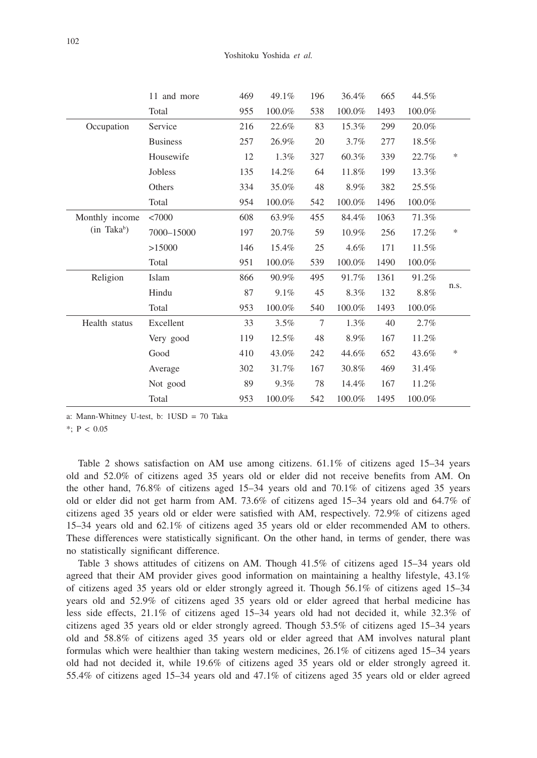| | | | | | | | | |
|---|---|---|---|---|---|---|---|---|
| | 11 and more | 469 | 49.1% | 196 | 36.4% | 665 | 44.5% | |
| | Total | 955 | 100.0% | 538 | 100.0% | 1493 | 100.0% | |
| Occupation | Service | 216 | 22.6% | 83 | 15.3% | 299 | 20.0% | |
| | Business | 257 | 26.9% | 20 | 3.7% | 277 | 18.5% | |
| | Housewife | 12 | 1.3% | 327 | 60.3% | 339 | 22.7% | * |
| | Jobless | 135 | 14.2% | 64 | 11.8% | 199 | 13.3% | |
| | Others | 334 | 35.0% | 48 | 8.9% | 382 | 25.5% | |
| | Total | 954 | 100.0% | 542 | 100.0% | 1496 | 100.0% | |
| Monthly income (in Taka[b]) | <7000 | 608 | 63.9% | 455 | 84.4% | 1063 | 71.3% | |
| | 7000–15000 | 197 | 20.7% | 59 | 10.9% | 256 | 17.2% | * |
| | >15000 | 146 | 15.4% | 25 | 4.6% | 171 | 11.5% | |
| | Total | 951 | 100.0% | 539 | 100.0% | 1490 | 100.0% | |
| Religion | Islam | 866 | 90.9% | 495 | 91.7% | 1361 | 91.2% | n.s. |
| | Hindu | 87 | 9.1% | 45 | 8.3% | 132 | 8.8% | |
| | Total | 953 | 100.0% | 540 | 100.0% | 1493 | 100.0% | |
| Health status | Excellent | 33 | 3.5% | 7 | 1.3% | 40 | 2.7% | |
| | Very good | 119 | 12.5% | 48 | 8.9% | 167 | 11.2% | |
| | Good | 410 | 43.0% | 242 | 44.6% | 652 | 43.6% | * |
| | Average | 302 | 31.7% | 167 | 30.8% | 469 | 31.4% | |
| | Not good | 89 | 9.3% | 78 | 14.4% | 167 | 11.2% | |
| | Total | 953 | 100.0% | 542 | 100.0% | 1495 | 100.0% | |

a: Mann-Whitney U-test, b: 1USD = 70 Taka

*; $P < 0.05$

Table 2 shows satisfaction on AM use among citizens. 61.1% of citizens aged 15–34 years old and 52.0% of citizens aged 35 years old or elder did not receive benefits from AM. On the other hand, 76.8% of citizens aged 15–34 years old and 70.1% of citizens aged 35 years old or elder did not get harm from AM. 73.6% of citizens aged 15–34 years old and 64.7% of citizens aged 35 years old or elder were satisfied with AM, respectively. 72.9% of citizens aged 15–34 years old and 62.1% of citizens aged 35 years old or elder recommended AM to others. These differences were statistically significant. On the other hand, in terms of gender, there was no statistically significant difference.

Table 3 shows attitudes of citizens on AM. Though 41.5% of citizens aged 15–34 years old agreed that their AM provider gives good information on maintaining a healthy lifestyle, 43.1% of citizens aged 35 years old or elder strongly agreed it. Though 56.1% of citizens aged 15–34 years old and 52.9% of citizens aged 35 years old or elder agreed that herbal medicine has less side effects, 21.1% of citizens aged 15–34 years old had not decided it, while 32.3% of citizens aged 35 years old or elder strongly agreed. Though 53.5% of citizens aged 15–34 years old and 58.8% of citizens aged 35 years old or elder agreed that AM involves natural plant formulas which were healthier than taking western medicines, 26.1% of citizens aged 15–34 years old had not decided it, while 19.6% of citizens aged 35 years old or elder strongly agreed it. 55.4% of citizens aged 15–34 years old and 47.1% of citizens aged 35 years old or elder agreed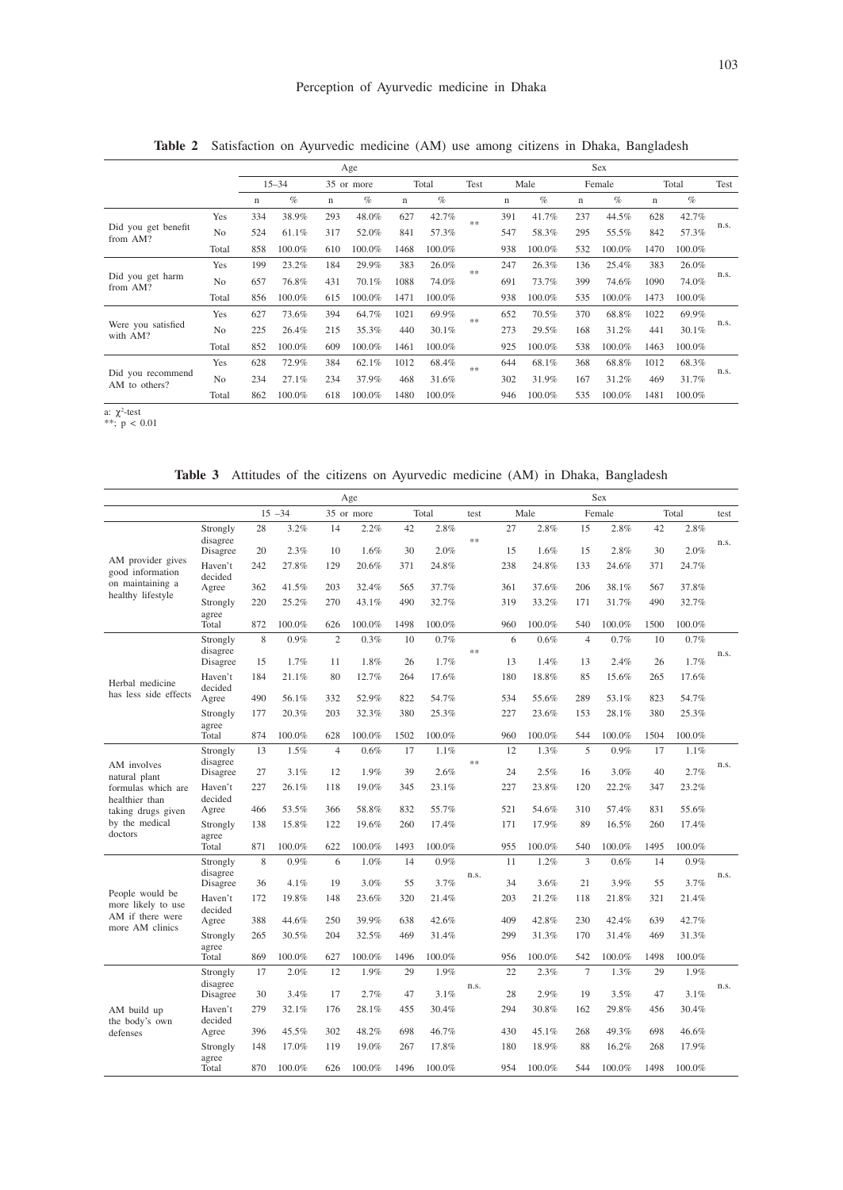**Table 2** Satisfaction on Ayurvedic medicine (AM) use among citizens in Dhaka, Bangladesh

| | | Age | | | | | | | Sex | | | | | | |
|---|---|---|---|---|---|---|---|---|---|---|---|---|---|---|---|
| | | 15–34 | | 35 or more | | Total | | Test | Male | | Female | | Total | | Test |
| | | n | % | n | % | n | % | | n | % | n | % | n | % | |
| Did you get benefit from AM? | Yes | 334 | 38.9% | 293 | 48.0% | 627 | 42.7% | ** | 391 | 41.7% | 237 | 44.5% | 628 | 42.7% | n.s. |
| | No | 524 | 61.1% | 317 | 52.0% | 841 | 57.3% | | 547 | 58.3% | 295 | 55.5% | 842 | 57.3% | |
| | Total | 858 | 100.0% | 610 | 100.0% | 1468 | 100.0% | | 938 | 100.0% | 532 | 100.0% | 1470 | 100.0% | |
| Did you get harm from AM? | Yes | 199 | 23.2% | 184 | 29.9% | 383 | 26.0% | ** | 247 | 26.3% | 136 | 25.4% | 383 | 26.0% | n.s. |
| | No | 657 | 76.8% | 431 | 70.1% | 1088 | 74.0% | | 691 | 73.7% | 399 | 74.6% | 1090 | 74.0% | |
| | Total | 856 | 100.0% | 615 | 100.0% | 1471 | 100.0% | | 938 | 100.0% | 535 | 100.0% | 1473 | 100.0% | |
| Were you satisfied with AM? | Yes | 627 | 73.6% | 394 | 64.7% | 1021 | 69.9% | ** | 652 | 70.5% | 370 | 68.8% | 1022 | 69.9% | n.s. |
| | No | 225 | 26.4% | 215 | 35.3% | 440 | 30.1% | | 273 | 29.5% | 168 | 31.2% | 441 | 30.1% | |
| | Total | 852 | 100.0% | 609 | 100.0% | 1461 | 100.0% | | 925 | 100.0% | 538 | 100.0% | 1463 | 100.0% | |
| Did you recommend AM to others? | Yes | 628 | 72.9% | 384 | 62.1% | 1012 | 68.4% | ** | 644 | 68.1% | 368 | 68.8% | 1012 | 68.3% | n.s. |
| | No | 234 | 27.1% | 234 | 37.9% | 468 | 31.6% | | 302 | 31.9% | 167 | 31.2% | 469 | 31.7% | |
| | Total | 862 | 100.0% | 618 | 100.0% | 1480 | 100.0% | | 946 | 100.0% | 535 | 100.0% | 1481 | 100.0% | |

a: $\chi^2$-test
**; $p < 0.01$

**Table 3** Attitudes of the citizens on Ayurvedic medicine (AM) in Dhaka, Bangladesh

| | | Age | | | | | | | Sex | | | | | | |
|---|---|---|---|---|---|---|---|---|---|---|---|---|---|---|---|
| | | 15 –34 | | 35 or more | | Total | | test | Male | | Female | | Total | | test |
| AM provider gives good information on maintaining a healthy lifestyle | Strongly disagree | 28 | 3.2% | 14 | 2.2% | 42 | 2.8% | ** | 27 | 2.8% | 15 | 2.8% | 42 | 2.8% | n.s. |
| | Disagree | 20 | 2.3% | 10 | 1.6% | 30 | 2.0% | | 15 | 1.6% | 15 | 2.8% | 30 | 2.0% | |
| | Haven't decided | 242 | 27.8% | 129 | 20.6% | 371 | 24.8% | | 238 | 24.8% | 133 | 24.6% | 371 | 24.7% | |
| | Agree | 362 | 41.5% | 203 | 32.4% | 565 | 37.7% | | 361 | 37.6% | 206 | 38.1% | 567 | 37.8% | |
| | Strongly agree | 220 | 25.2% | 270 | 43.1% | 490 | 32.7% | | 319 | 33.2% | 171 | 31.7% | 490 | 32.7% | |
| | Total | 872 | 100.0% | 626 | 100.0% | 1498 | 100.0% | | 960 | 100.0% | 540 | 100.0% | 1500 | 100.0% | |
| Herbal medicine has less side effects | Strongly disagree | 8 | 0.9% | 2 | 0.3% | 10 | 0.7% | ** | 6 | 0.6% | 4 | 0.7% | 10 | 0.7% | n.s. |
| | Disagree | 15 | 1.7% | 11 | 1.8% | 26 | 1.7% | | 13 | 1.4% | 13 | 2.4% | 26 | 1.7% | |
| | Haven't decided | 184 | 21.1% | 80 | 12.7% | 264 | 17.6% | | 180 | 18.8% | 85 | 15.6% | 265 | 17.6% | |
| | Agree | 490 | 56.1% | 332 | 52.9% | 822 | 54.7% | | 534 | 55.6% | 289 | 53.1% | 823 | 54.7% | |
| | Strongly agree | 177 | 20.3% | 203 | 32.3% | 380 | 25.3% | | 227 | 23.6% | 153 | 28.1% | 380 | 25.3% | |
| | Total | 874 | 100.0% | 628 | 100.0% | 1502 | 100.0% | | 960 | 100.0% | 544 | 100.0% | 1504 | 100.0% | |
| AM involves natural plant formulas which are healthier than taking drugs given by the medical doctors | Strongly disagree | 13 | 1.5% | 4 | 0.6% | 17 | 1.1% | ** | 12 | 1.3% | 5 | 0.9% | 17 | 1.1% | n.s. |
| | Disagree | 27 | 3.1% | 12 | 1.9% | 39 | 2.6% | | 24 | 2.5% | 16 | 3.0% | 40 | 2.7% | |
| | Haven't decided | 227 | 26.1% | 118 | 19.0% | 345 | 23.1% | | 227 | 23.8% | 120 | 22.2% | 347 | 23.2% | |
| | Agree | 466 | 53.5% | 366 | 58.8% | 832 | 55.7% | | 521 | 54.6% | 310 | 57.4% | 831 | 55.6% | |
| | Strongly agree | 138 | 15.8% | 122 | 19.6% | 260 | 17.4% | | 171 | 17.9% | 89 | 16.5% | 260 | 17.4% | |
| | Total | 871 | 100.0% | 622 | 100.0% | 1493 | 100.0% | | 955 | 100.0% | 540 | 100.0% | 1495 | 100.0% | |
| People would be more likely to use AM if there were more AM clinics | Strongly disagree | 8 | 0.9% | 6 | 1.0% | 14 | 0.9% | n.s. | 11 | 1.2% | 3 | 0.6% | 14 | 0.9% | n.s. |
| | Disagree | 36 | 4.1% | 19 | 3.0% | 55 | 3.7% | | 34 | 3.6% | 21 | 3.9% | 55 | 3.7% | |
| | Haven't decided | 172 | 19.8% | 148 | 23.6% | 320 | 21.4% | | 203 | 21.2% | 118 | 21.8% | 321 | 21.4% | |
| | Agree | 388 | 44.6% | 250 | 39.9% | 638 | 42.6% | | 409 | 42.8% | 230 | 42.4% | 639 | 42.7% | |
| | Strongly agree | 265 | 30.5% | 204 | 32.5% | 469 | 31.4% | | 299 | 31.3% | 170 | 31.4% | 469 | 31.3% | |
| | Total | 869 | 100.0% | 627 | 100.0% | 1496 | 100.0% | | 956 | 100.0% | 542 | 100.0% | 1498 | 100.0% | |
| AM build up the body's own defenses | Strongly disagree | 17 | 2.0% | 12 | 1.9% | 29 | 1.9% | n.s. | 22 | 2.3% | 7 | 1.3% | 29 | 1.9% | n.s. |
| | Disagree | 30 | 3.4% | 17 | 2.7% | 47 | 3.1% | | 28 | 2.9% | 19 | 3.5% | 47 | 3.1% | |
| | Haven't decided | 279 | 32.1% | 176 | 28.1% | 455 | 30.4% | | 294 | 30.8% | 162 | 29.8% | 456 | 30.4% | |
| | Agree | 396 | 45.5% | 302 | 48.2% | 698 | 46.7% | | 430 | 45.1% | 268 | 49.3% | 698 | 46.6% | |
| | Strongly agree | 148 | 17.0% | 119 | 19.0% | 267 | 17.8% | | 180 | 18.9% | 88 | 16.2% | 268 | 17.9% | |
| | Total | 870 | 100.0% | 626 | 100.0% | 1496 | 100.0% | | 954 | 100.0% | 544 | 100.0% | 1498 | 100.0% | |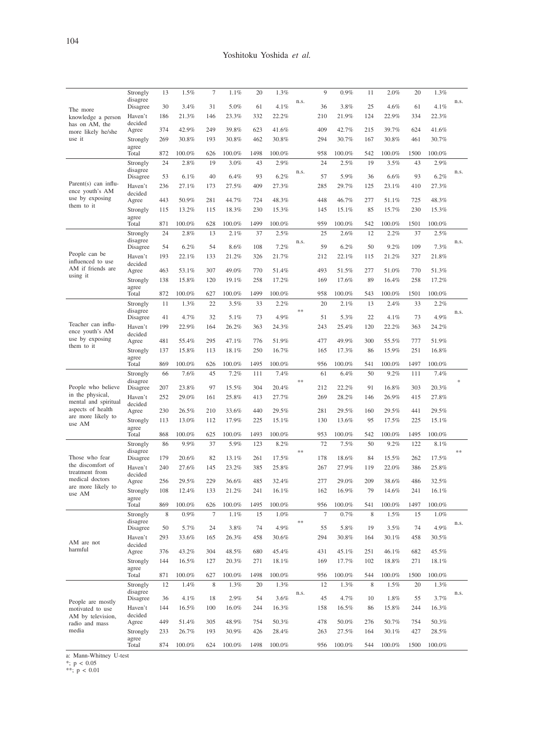| | | | | | | | | | | | | | | | | |
|---|---|---|---|---|---|---|---|---|---|---|---|---|---|---|---|---|
| The more knowledge a person has on AM, the more likely he/she use it | Strongly disagree | 13 | 1.5% | 7 | 1.1% | 20 | 1.3% | n.s. | 9 | 0.9% | 11 | 2.0% | 20 | 1.3% | n.s. |
| | Disagree | 30 | 3.4% | 31 | 5.0% | 61 | 4.1% | | 36 | 3.8% | 25 | 4.6% | 61 | 4.1% | |
| | Haven't decided | 186 | 21.3% | 146 | 23.3% | 332 | 22.2% | | 210 | 21.9% | 124 | 22.9% | 334 | 22.3% | |
| | Agree | 374 | 42.9% | 249 | 39.8% | 623 | 41.6% | | 409 | 42.7% | 215 | 39.7% | 624 | 41.6% | |
| | Strongly agree | 269 | 30.8% | 193 | 30.8% | 462 | 30.8% | | 294 | 30.7% | 167 | 30.8% | 461 | 30.7% | |
| | Total | 872 | 100.0% | 626 | 100.0% | 1498 | 100.0% | | 958 | 100.0% | 542 | 100.0% | 1500 | 100.0% | |
| Parent(s) can influence youth's AM use by exposing them to it | Strongly disagree | 24 | 2.8% | 19 | 3.0% | 43 | 2.9% | n.s. | 24 | 2.5% | 19 | 3.5% | 43 | 2.9% | n.s. |
| | Disagree | 53 | 6.1% | 40 | 6.4% | 93 | 6.2% | | 57 | 5.9% | 36 | 6.6% | 93 | 6.2% | |
| | Haven't decided | 236 | 27.1% | 173 | 27.5% | 409 | 27.3% | | 285 | 29.7% | 125 | 23.1% | 410 | 27.3% | |
| | Agree | 443 | 50.9% | 281 | 44.7% | 724 | 48.3% | | 448 | 46.7% | 277 | 51.1% | 725 | 48.3% | |
| | Strongly agree | 115 | 13.2% | 115 | 18.3% | 230 | 15.3% | | 145 | 15.1% | 85 | 15.7% | 230 | 15.3% | |
| | Total | 871 | 100.0% | 628 | 100.0% | 1499 | 100.0% | | 959 | 100.0% | 542 | 100.0% | 1501 | 100.0% | |
| People can be influenced to use AM if friends are using it | Strongly disagree | 24 | 2.8% | 13 | 2.1% | 37 | 2.5% | n.s. | 25 | 2.6% | 12 | 2.2% | 37 | 2.5% | n.s. |
| | Disagree | 54 | 6.2% | 54 | 8.6% | 108 | 7.2% | | 59 | 6.2% | 50 | 9.2% | 109 | 7.3% | |
| | Haven't decided | 193 | 22.1% | 133 | 21.2% | 326 | 21.7% | | 212 | 22.1% | 115 | 21.2% | 327 | 21.8% | |
| | Agree | 463 | 53.1% | 307 | 49.0% | 770 | 51.4% | | 493 | 51.5% | 277 | 51.0% | 770 | 51.3% | |
| | Strongly agree | 138 | 15.8% | 120 | 19.1% | 258 | 17.2% | | 169 | 17.6% | 89 | 16.4% | 258 | 17.2% | |
| | Total | 872 | 100.0% | 627 | 100.0% | 1499 | 100.0% | | 958 | 100.0% | 543 | 100.0% | 1501 | 100.0% | |
| Teacher can influence youth's AM use by exposing them to it | Strongly disagree | 11 | 1.3% | 22 | 3.5% | 33 | 2.2% | ** | 20 | 2.1% | 13 | 2.4% | 33 | 2.2% | n.s. |
| | Disagree | 41 | 4.7% | 32 | 5.1% | 73 | 4.9% | | 51 | 5.3% | 22 | 4.1% | 73 | 4.9% | |
| | Haven't decided | 199 | 22.9% | 164 | 26.2% | 363 | 24.3% | | 243 | 25.4% | 120 | 22.2% | 363 | 24.2% | |
| | Agree | 481 | 55.4% | 295 | 47.1% | 776 | 51.9% | | 477 | 49.9% | 300 | 55.5% | 777 | 51.9% | |
| | Strongly agree | 137 | 15.8% | 113 | 18.1% | 250 | 16.7% | | 165 | 17.3% | 86 | 15.9% | 251 | 16.8% | |
| | Total | 869 | 100.0% | 626 | 100.0% | 1495 | 100.0% | | 956 | 100.0% | 541 | 100.0% | 1497 | 100.0% | |
| People who believe in the physical, mental and spiritual aspects of health are more likely to use AM | Strongly disagree | 66 | 7.6% | 45 | 7.2% | 111 | 7.4% | ** | 61 | 6.4% | 50 | 9.2% | 111 | 7.4% | * |
| | Disagree | 207 | 23.8% | 97 | 15.5% | 304 | 20.4% | | 212 | 22.2% | 91 | 16.8% | 303 | 20.3% | |
| | Haven't decided | 252 | 29.0% | 161 | 25.8% | 413 | 27.7% | | 269 | 28.2% | 146 | 26.9% | 415 | 27.8% | |
| | Agree | 230 | 26.5% | 210 | 33.6% | 440 | 29.5% | | 281 | 29.5% | 160 | 29.5% | 441 | 29.5% | |
| | Strongly agree | 113 | 13.0% | 112 | 17.9% | 225 | 15.1% | | 130 | 13.6% | 95 | 17.5% | 225 | 15.1% | |
| | Total | 868 | 100.0% | 625 | 100.0% | 1493 | 100.0% | | 953 | 100.0% | 542 | 100.0% | 1495 | 100.0% | |
| Those who fear the discomfort of treatment from medical doctors are more likely to use AM | Strongly disagree | 86 | 9.9% | 37 | 5.9% | 123 | 8.2% | ** | 72 | 7.5% | 50 | 9.2% | 122 | 8.1% | ** |
| | Disagree | 179 | 20.6% | 82 | 13.1% | 261 | 17.5% | | 178 | 18.6% | 84 | 15.5% | 262 | 17.5% | |
| | Haven't decided | 240 | 27.6% | 145 | 23.2% | 385 | 25.8% | | 267 | 27.9% | 119 | 22.0% | 386 | 25.8% | |
| | Agree | 256 | 29.5% | 229 | 36.6% | 485 | 32.4% | | 277 | 29.0% | 209 | 38.6% | 486 | 32.5% | |
| | Strongly agree | 108 | 12.4% | 133 | 21.2% | 241 | 16.1% | | 162 | 16.9% | 79 | 14.6% | 241 | 16.1% | |
| | Total | 869 | 100.0% | 626 | 100.0% | 1495 | 100.0% | | 956 | 100.0% | 541 | 100.0% | 1497 | 100.0% | |
| AM are not harmful | Strongly disagree | 8 | 0.9% | 7 | 1.1% | 15 | 1.0% | ** | 7 | 0.7% | 8 | 1.5% | 15 | 1.0% | n.s. |
| | Disagree | 50 | 5.7% | 24 | 3.8% | 74 | 4.9% | | 55 | 5.8% | 19 | 3.5% | 74 | 4.9% | |
| | Haven't decided | 293 | 33.6% | 165 | 26.3% | 458 | 30.6% | | 294 | 30.8% | 164 | 30.1% | 458 | 30.5% | |
| | Agree | 376 | 43.2% | 304 | 48.5% | 680 | 45.4% | | 431 | 45.1% | 251 | 46.1% | 682 | 45.5% | |
| | Strongly agree | 144 | 16.5% | 127 | 20.3% | 271 | 18.1% | | 169 | 17.7% | 102 | 18.8% | 271 | 18.1% | |
| | Total | 871 | 100.0% | 627 | 100.0% | 1498 | 100.0% | | 956 | 100.0% | 544 | 100.0% | 1500 | 100.0% | |
| People are mostly motivated to use AM by television, radio and mass media | Strongly disagree | 12 | 1.4% | 8 | 1.3% | 20 | 1.3% | n.s. | 12 | 1.3% | 8 | 1.5% | 20 | 1.3% | n.s. |
| | Disagree | 36 | 4.1% | 18 | 2.9% | 54 | 3.6% | | 45 | 4.7% | 10 | 1.8% | 55 | 3.7% | |
| | Haven't decided | 144 | 16.5% | 100 | 16.0% | 244 | 16.3% | | 158 | 16.5% | 86 | 15.8% | 244 | 16.3% | |
| | Agree | 449 | 51.4% | 305 | 48.9% | 754 | 50.3% | | 478 | 50.0% | 276 | 50.7% | 754 | 50.3% | |
| | Strongly agree | 233 | 26.7% | 193 | 30.9% | 426 | 28.4% | | 263 | 27.5% | 164 | 30.1% | 427 | 28.5% | |
| | Total | 874 | 100.0% | 624 | 100.0% | 1498 | 100.0% | | 956 | 100.0% | 544 | 100.0% | 1500 | 100.0% | |

a: Mann-Whitney U-test

*; $p < 0.05$

**; $p < 0.01$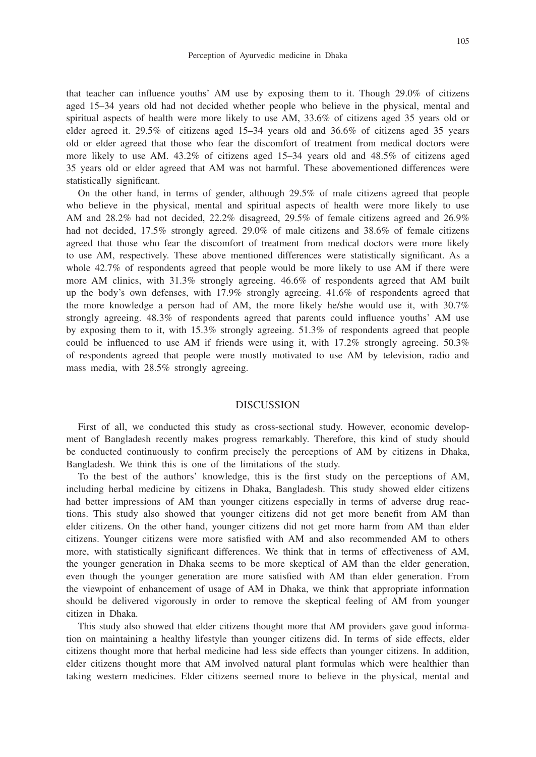that teacher can influence youths' AM use by exposing them to it. Though 29.0% of citizens aged 15–34 years old had not decided whether people who believe in the physical, mental and spiritual aspects of health were more likely to use AM, 33.6% of citizens aged 35 years old or elder agreed it. 29.5% of citizens aged 15–34 years old and 36.6% of citizens aged 35 years old or elder agreed that those who fear the discomfort of treatment from medical doctors were more likely to use AM. 43.2% of citizens aged 15–34 years old and 48.5% of citizens aged 35 years old or elder agreed that AM was not harmful. These abovementioned differences were statistically significant.

On the other hand, in terms of gender, although 29.5% of male citizens agreed that people who believe in the physical, mental and spiritual aspects of health were more likely to use AM and 28.2% had not decided, 22.2% disagreed, 29.5% of female citizens agreed and 26.9% had not decided, 17.5% strongly agreed. 29.0% of male citizens and 38.6% of female citizens agreed that those who fear the discomfort of treatment from medical doctors were more likely to use AM, respectively. These above mentioned differences were statistically significant. As a whole 42.7% of respondents agreed that people would be more likely to use AM if there were more AM clinics, with 31.3% strongly agreeing. 46.6% of respondents agreed that AM built up the body's own defenses, with 17.9% strongly agreeing. 41.6% of respondents agreed that the more knowledge a person had of AM, the more likely he/she would use it, with 30.7% strongly agreeing. 48.3% of respondents agreed that parents could influence youths' AM use by exposing them to it, with 15.3% strongly agreeing. 51.3% of respondents agreed that people could be influenced to use AM if friends were using it, with 17.2% strongly agreeing. 50.3% of respondents agreed that people were mostly motivated to use AM by television, radio and mass media, with 28.5% strongly agreeing.

## DISCUSSION

First of all, we conducted this study as cross-sectional study. However, economic development of Bangladesh recently makes progress remarkably. Therefore, this kind of study should be conducted continuously to confirm precisely the perceptions of AM by citizens in Dhaka, Bangladesh. We think this is one of the limitations of the study.

To the best of the authors' knowledge, this is the first study on the perceptions of AM, including herbal medicine by citizens in Dhaka, Bangladesh. This study showed elder citizens had better impressions of AM than younger citizens especially in terms of adverse drug reactions. This study also showed that younger citizens did not get more benefit from AM than elder citizens. On the other hand, younger citizens did not get more harm from AM than elder citizens. Younger citizens were more satisfied with AM and also recommended AM to others more, with statistically significant differences. We think that in terms of effectiveness of AM, the younger generation in Dhaka seems to be more skeptical of AM than the elder generation, even though the younger generation are more satisfied with AM than elder generation. From the viewpoint of enhancement of usage of AM in Dhaka, we think that appropriate information should be delivered vigorously in order to remove the skeptical feeling of AM from younger citizen in Dhaka.

This study also showed that elder citizens thought more that AM providers gave good information on maintaining a healthy lifestyle than younger citizens did. In terms of side effects, elder citizens thought more that herbal medicine had less side effects than younger citizens. In addition, elder citizens thought more that AM involved natural plant formulas which were healthier than taking western medicines. Elder citizens seemed more to believe in the physical, mental and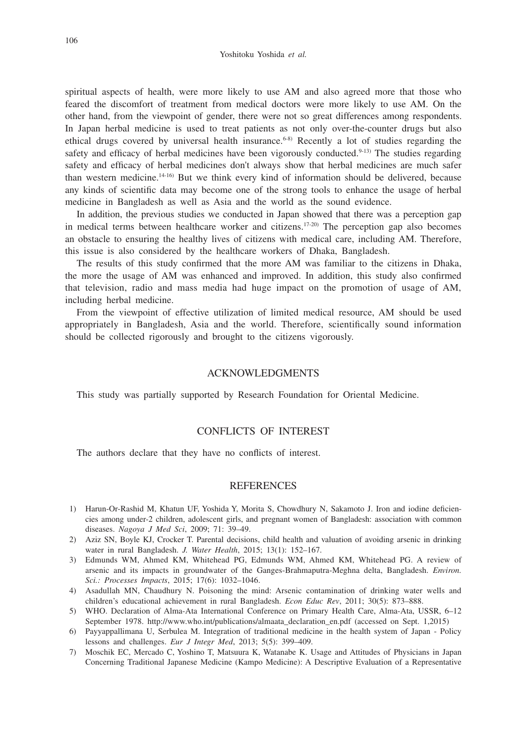spiritual aspects of health, were more likely to use AM and also agreed more that those who feared the discomfort of treatment from medical doctors were more likely to use AM. On the other hand, from the viewpoint of gender, there were not so great differences among respondents. In Japan herbal medicine is used to treat patients as not only over-the-counter drugs but also ethical drugs covered by universal health insurance.[6-8] Recently a lot of studies regarding the safety and efficacy of herbal medicines have been vigorously conducted.[9-13] The studies regarding safety and efficacy of herbal medicines don't always show that herbal medicines are much safer than western medicine.[14-16] But we think every kind of information should be delivered, because any kinds of scientific data may become one of the strong tools to enhance the usage of herbal medicine in Bangladesh as well as Asia and the world as the sound evidence.

In addition, the previous studies we conducted in Japan showed that there was a perception gap in medical terms between healthcare worker and citizens.[17-20] The perception gap also becomes an obstacle to ensuring the healthy lives of citizens with medical care, including AM. Therefore, this issue is also considered by the healthcare workers of Dhaka, Bangladesh.

The results of this study confirmed that the more AM was familiar to the citizens in Dhaka, the more the usage of AM was enhanced and improved. In addition, this study also confirmed that television, radio and mass media had huge impact on the promotion of usage of AM, including herbal medicine.

From the viewpoint of effective utilization of limited medical resource, AM should be used appropriately in Bangladesh, Asia and the world. Therefore, scientifically sound information should be collected rigorously and brought to the citizens vigorously.

## ACKNOWLEDGMENTS

This study was partially supported by Research Foundation for Oriental Medicine.

## CONFLICTS OF INTEREST

The authors declare that they have no conflicts of interest.

## REFERENCES

1) Harun-Or-Rashid M, Khatun UF, Yoshida Y, Morita S, Chowdhury N, Sakamoto J. Iron and iodine deficiencies among under-2 children, adolescent girls, and pregnant women of Bangladesh: association with common diseases. *Nagoya J Med Sci*, 2009; 71: 39–49.
2) Aziz SN, Boyle KJ, Crocker T. Parental decisions, child health and valuation of avoiding arsenic in drinking water in rural Bangladesh. *J. Water Health*, 2015; 13(1): 152–167.
3) Edmunds WM, Ahmed KM, Whitehead PG, Edmunds WM, Ahmed KM, Whitehead PG. A review of arsenic and its impacts in groundwater of the Ganges-Brahmaputra-Meghna delta, Bangladesh. *Environ. Sci.: Processes Impacts*, 2015; 17(6): 1032–1046.
4) Asadullah MN, Chaudhury N. Poisoning the mind: Arsenic contamination of drinking water wells and children's educational achievement in rural Bangladesh. *Econ Educ Rev*, 2011; 30(5): 873–888.
5) WHO. Declaration of Alma-Ata International Conference on Primary Health Care, Alma-Ata, USSR, 6–12 September 1978. http://www.who.int/publications/almaata_declaration_en.pdf (accessed on Sept. 1,2015)
6) Payyappallimana U, Serbulea M. Integration of traditional medicine in the health system of Japan - Policy lessons and challenges. *Eur J Integr Med*, 2013; 5(5): 399–409.
7) Moschik EC, Mercado C, Yoshino T, Matsuura K, Watanabe K. Usage and Attitudes of Physicians in Japan Concerning Traditional Japanese Medicine (Kampo Medicine): A Descriptive Evaluation of a Representative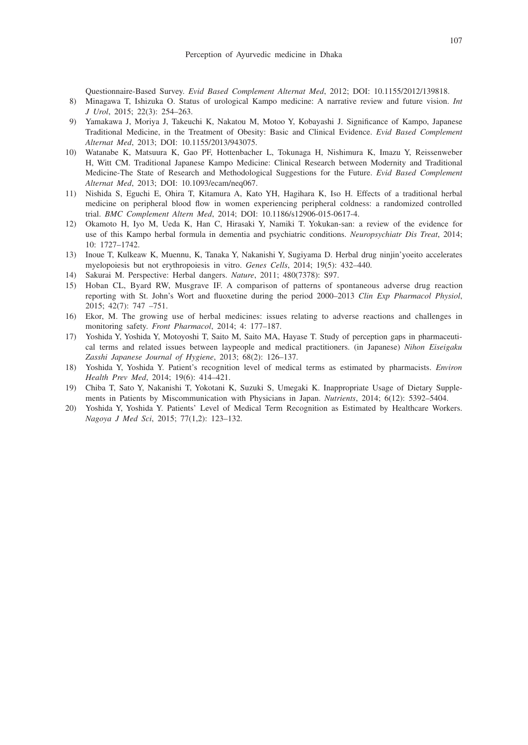Questionnaire-Based Survey. *Evid Based Complement Alternat Med*, 2012; DOI: 10.1155/2012/139818.

8) Minagawa T, Ishizuka O. Status of urological Kampo medicine: A narrative review and future vision. *Int J Urol*, 2015; 22(3): 254–263.
9) Yamakawa J, Moriya J, Takeuchi K, Nakatou M, Motoo Y, Kobayashi J. Significance of Kampo, Japanese Traditional Medicine, in the Treatment of Obesity: Basic and Clinical Evidence. *Evid Based Complement Alternat Med*, 2013; DOI: 10.1155/2013/943075.
10) Watanabe K, Matsuura K, Gao PF, Hottenbacher L, Tokunaga H, Nishimura K, Imazu Y, Reissenweber H, Witt CM. Traditional Japanese Kampo Medicine: Clinical Research between Modernity and Traditional Medicine-The State of Research and Methodological Suggestions for the Future. *Evid Based Complement Alternat Med*, 2013; DOI: 10.1093/ecam/neq067.
11) Nishida S, Eguchi E, Ohira T, Kitamura A, Kato YH, Hagihara K, Iso H. Effects of a traditional herbal medicine on peripheral blood flow in women experiencing peripheral coldness: a randomized controlled trial. *BMC Complement Altern Med*, 2014; DOI: 10.1186/s12906-015-0617-4.
12) Okamoto H, Iyo M, Ueda K, Han C, Hirasaki Y, Namiki T. Yokukan-san: a review of the evidence for use of this Kampo herbal formula in dementia and psychiatric conditions. *Neuropsychiatr Dis Treat*, 2014; 10: 1727–1742.
13) Inoue T, Kulkeaw K, Muennu, K, Tanaka Y, Nakanishi Y, Sugiyama D. Herbal drug ninjin'yoeito accelerates myelopoiesis but not erythropoiesis in vitro. *Genes Cells*, 2014; 19(5): 432–440.
14) Sakurai M. Perspective: Herbal dangers. *Nature*, 2011; 480(7378): S97.
15) Hoban CL, Byard RW, Musgrave IF. A comparison of patterns of spontaneous adverse drug reaction reporting with St. John's Wort and fluoxetine during the period 2000–2013 *Clin Exp Pharmacol Physiol*, 2015; 42(7): 747 –751.
16) Ekor, M. The growing use of herbal medicines: issues relating to adverse reactions and challenges in monitoring safety. *Front Pharmacol*, 2014; 4: 177–187.
17) Yoshida Y, Yoshida Y, Motoyoshi T, Saito M, Saito MA, Hayase T. Study of perception gaps in pharmaceutical terms and related issues between laypeople and medical practitioners. (in Japanese) *Nihon Eiseigaku Zasshi Japanese Journal of Hygiene*, 2013; 68(2): 126–137.
18) Yoshida Y, Yoshida Y. Patient's recognition level of medical terms as estimated by pharmacists. *Environ Health Prev Med*, 2014; 19(6): 414–421.
19) Chiba T, Sato Y, Nakanishi T, Yokotani K, Suzuki S, Umegaki K. Inappropriate Usage of Dietary Supplements in Patients by Miscommunication with Physicians in Japan. *Nutrients*, 2014; 6(12): 5392–5404.
20) Yoshida Y, Yoshida Y. Patients' Level of Medical Term Recognition as Estimated by Healthcare Workers. *Nagoya J Med Sci*, 2015; 77(1,2): 123–132.